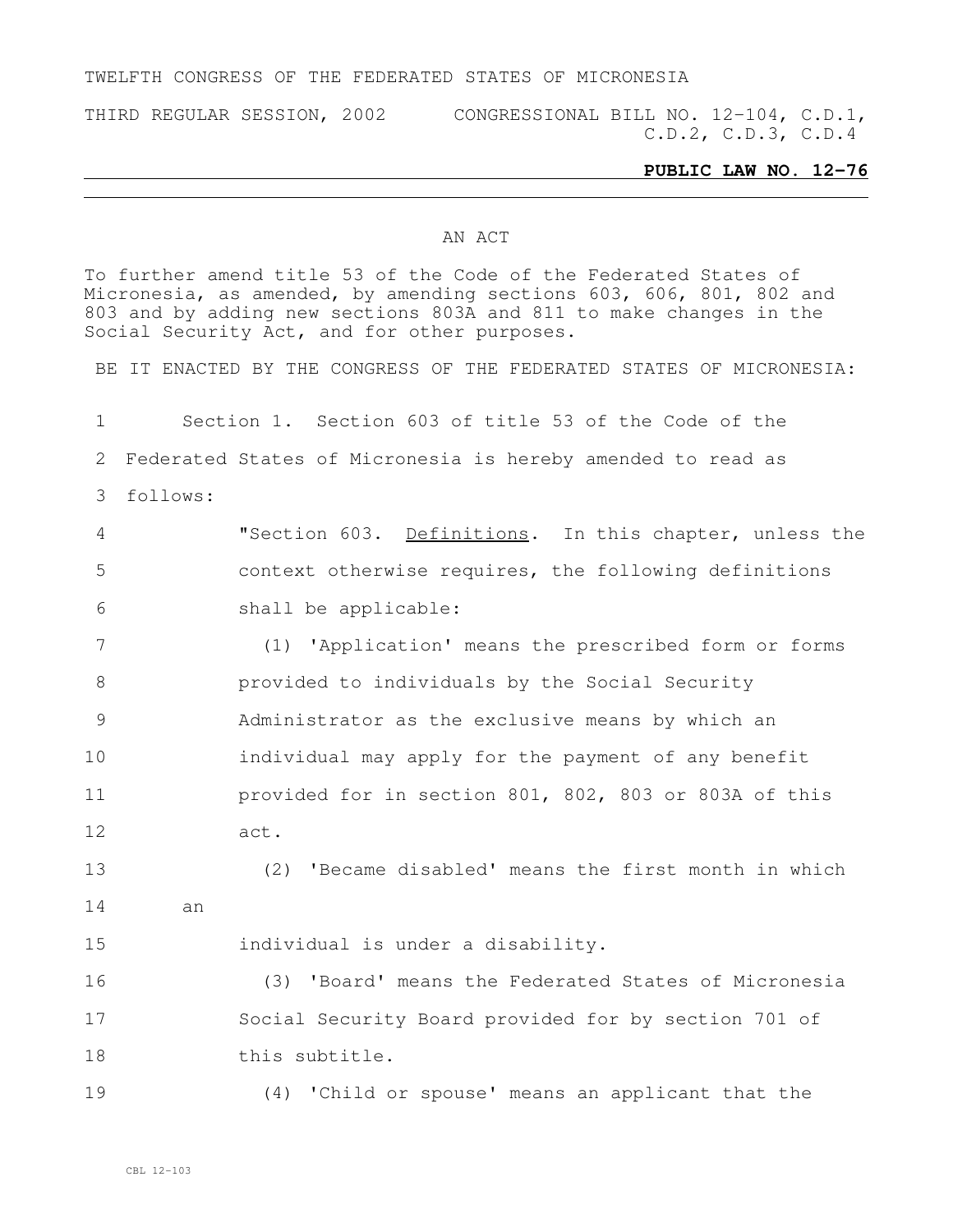TWELFTH CONGRESS OF THE FEDERATED STATES OF MICRONESIA

THIRD REGULAR SESSION, 2002 CONGRESSIONAL BILL NO. 12-104, C.D.1, C.D.2, C.D.3, C.D.4

**PUBLIC LAW NO. 12-76**

AN ACT

To further amend title 53 of the Code of the Federated States of Micronesia, as amended, by amending sections 603, 606, 801, 802 and 803 and by adding new sections 803A and 811 to make changes in the Social Security Act, and for other purposes.

BE IT ENACTED BY THE CONGRESS OF THE FEDERATED STATES OF MICRONESIA:

Section 1. Section 603 of title 53 of the Code of the Federated States of Micronesia is hereby amended to read as follows:

"Section 603. Definitions. In this chapter, unless the context otherwise requires, the following definitions shall be applicable:

(1) 'Application' means the prescribed form or forms provided to individuals by the Social Security Administrator as the exclusive means by which an individual may apply for the payment of any benefit provided for in section 801, 802, 803 or 803A of this act.

(2) 'Became disabled' means the first month in which an individual is under a disability.

(3) 'Board' means the Federated States of Micronesia Social Security Board provided for by section 701 of this subtitle.

(4) 'Child or spouse' means an applicant that the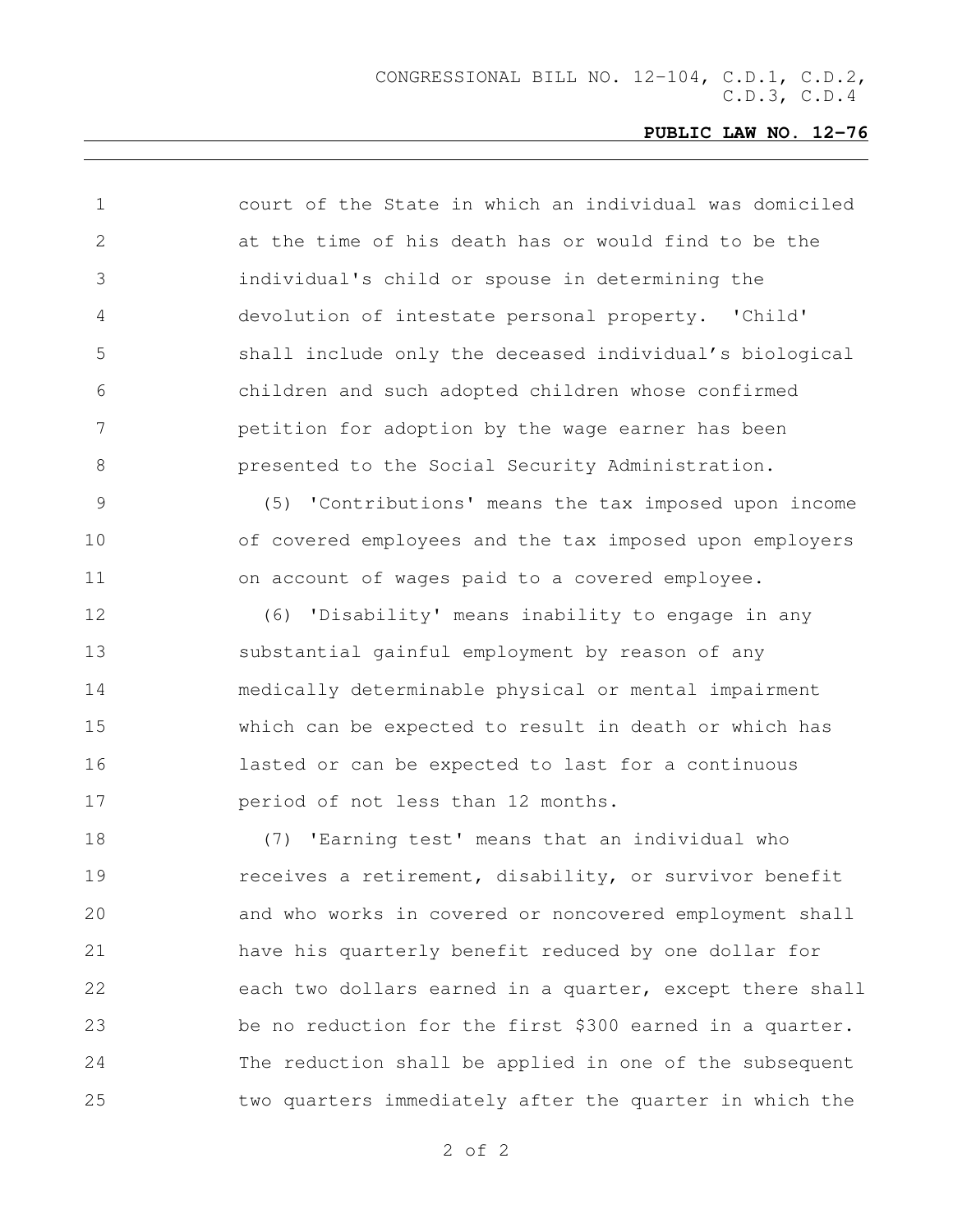court of the State in which an individual was domiciled at the time of his death has or would find to be the individual's child or spouse in determining the devolution of intestate personal property. 'Child' shall include only the deceased individual's biological children and such adopted children whose confirmed petition for adoption by the wage earner has been presented to the Social Security Administration.

(5) 'Contributions' means the tax imposed upon income of covered employees and the tax imposed upon employers on account of wages paid to a covered employee.

(6) 'Disability' means inability to engage in any substantial gainful employment by reason of any medically determinable physical or mental impairment which can be expected to result in death or which has lasted or can be expected to last for a continuous period of not less than 12 months.

(7) 'Earning test' means that an individual who receives a retirement, disability, or survivor benefit and who works in covered or noncovered employment shall have his quarterly benefit reduced by one dollar for each two dollars earned in a quarter, except there shall be no reduction for the first $300 earned in a quarter. The reduction shall be applied in one of the subsequent two quarters immediately after the quarter in which the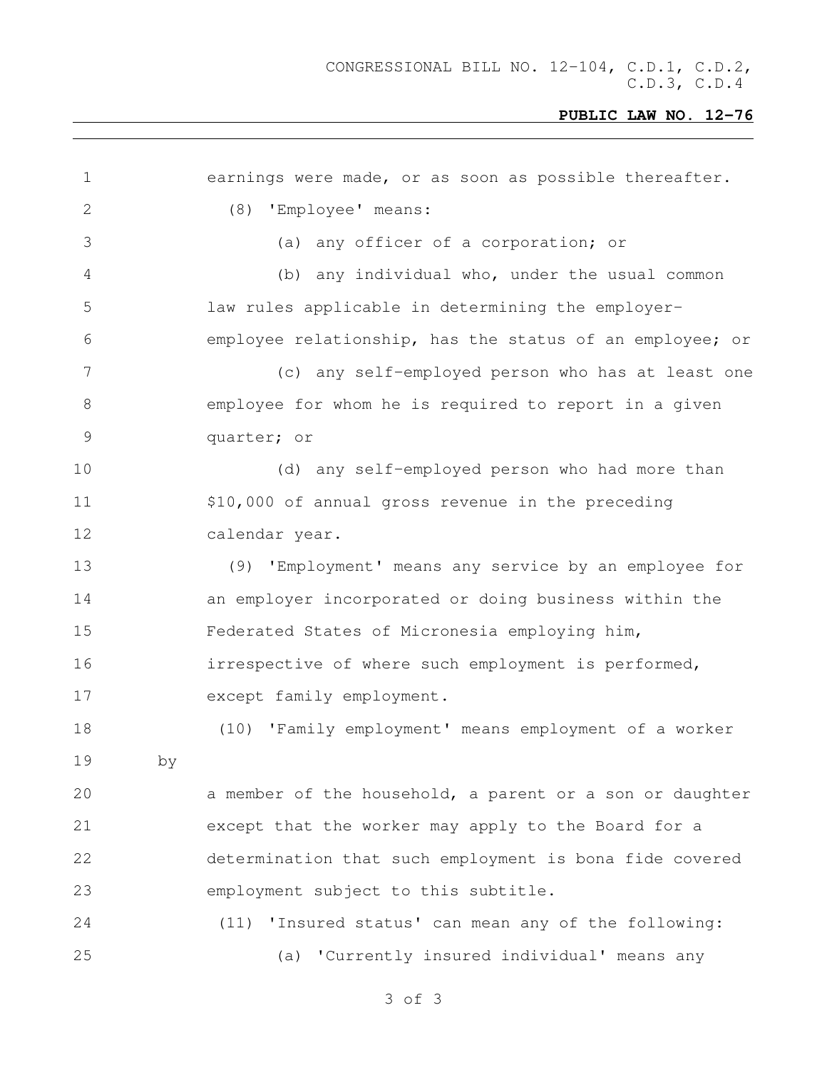earnings were made, or as soon as possible thereafter.

(8) 'Employee' means:

(a) any officer of a corporation; or

(b) any individual who, under the usual common law rules applicable in determining the employer-employee relationship, has the status of an employee; or

(c) any self-employed person who has at least one employee for whom he is required to report in a given quarter; or

(d) any self-employed person who had more than $10,000 of annual gross revenue in the preceding calendar year.

(9) 'Employment' means any service by an employee for an employer incorporated or doing business within the Federated States of Micronesia employing him, irrespective of where such employment is performed, except family employment.

(10) 'Family employment' means employment of a worker by a member of the household, a parent or a son or daughter except that the worker may apply to the Board for a determination that such employment is bona fide covered employment subject to this subtitle.

(11) 'Insured status' can mean any of the following:

(a) 'Currently insured individual' means any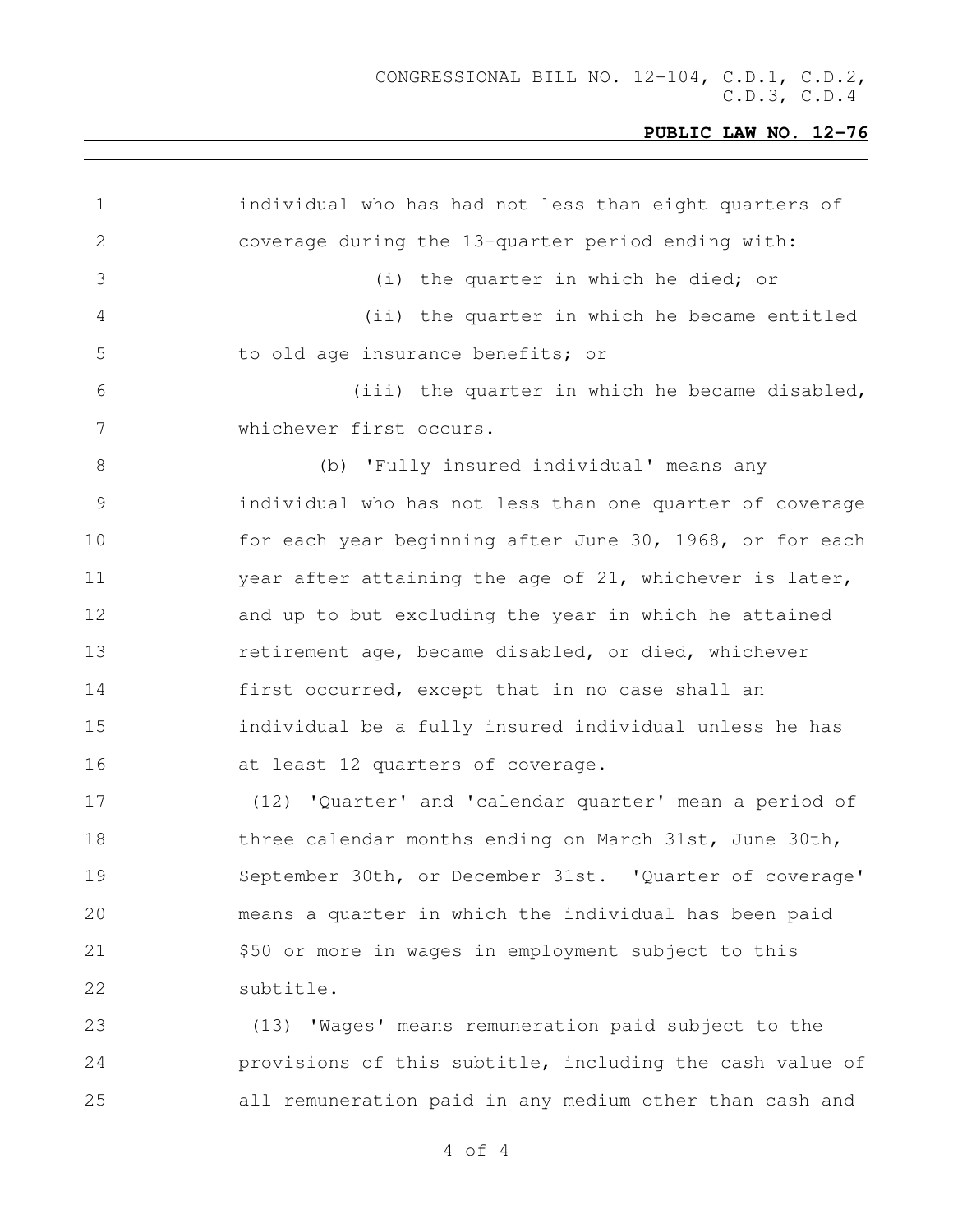individual who has had not less than eight quarters of coverage during the 13-quarter period ending with:

(i) the quarter in which he died; or

(ii) the quarter in which he became entitled to old age insurance benefits; or

(iii) the quarter in which he became disabled, whichever first occurs.

(b) 'Fully insured individual' means any individual who has not less than one quarter of coverage for each year beginning after June 30, 1968, or for each year after attaining the age of 21, whichever is later, and up to but excluding the year in which he attained retirement age, became disabled, or died, whichever first occurred, except that in no case shall an individual be a fully insured individual unless he has at least 12 quarters of coverage.

(12) 'Quarter' and 'calendar quarter' mean a period of three calendar months ending on March 31st, June 30th, September 30th, or December 31st. 'Quarter of coverage' means a quarter in which the individual has been paid $50 or more in wages in employment subject to this subtitle.

(13) 'Wages' means remuneration paid subject to the provisions of this subtitle, including the cash value of all remuneration paid in any medium other than cash and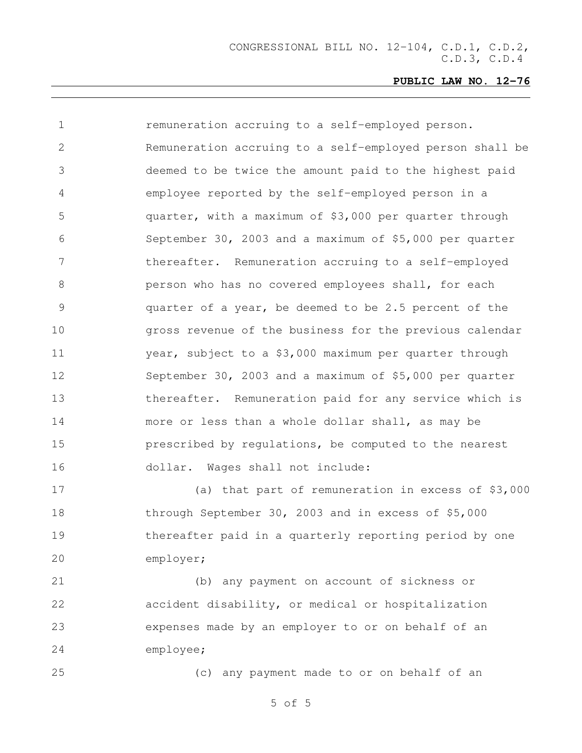remuneration accruing to a self-employed person. Remuneration accruing to a self-employed person shall be deemed to be twice the amount paid to the highest paid employee reported by the self-employed person in a quarter, with a maximum of $3,000 per quarter through September 30, 2003 and a maximum of $5,000 per quarter thereafter. Remuneration accruing to a self-employed person who has no covered employees shall, for each quarter of a year, be deemed to be 2.5 percent of the gross revenue of the business for the previous calendar year, subject to a $3,000 maximum per quarter through September 30, 2003 and a maximum of $5,000 per quarter thereafter. Remuneration paid for any service which is more or less than a whole dollar shall, as may be prescribed by regulations, be computed to the nearest dollar. Wages shall not include:

(a) that part of remuneration in excess of $3,000 through September 30, 2003 and in excess of $5,000 thereafter paid in a quarterly reporting period by one employer;

(b) any payment on account of sickness or accident disability, or medical or hospitalization expenses made by an employer to or on behalf of an employee;

(c) any payment made to or on behalf of an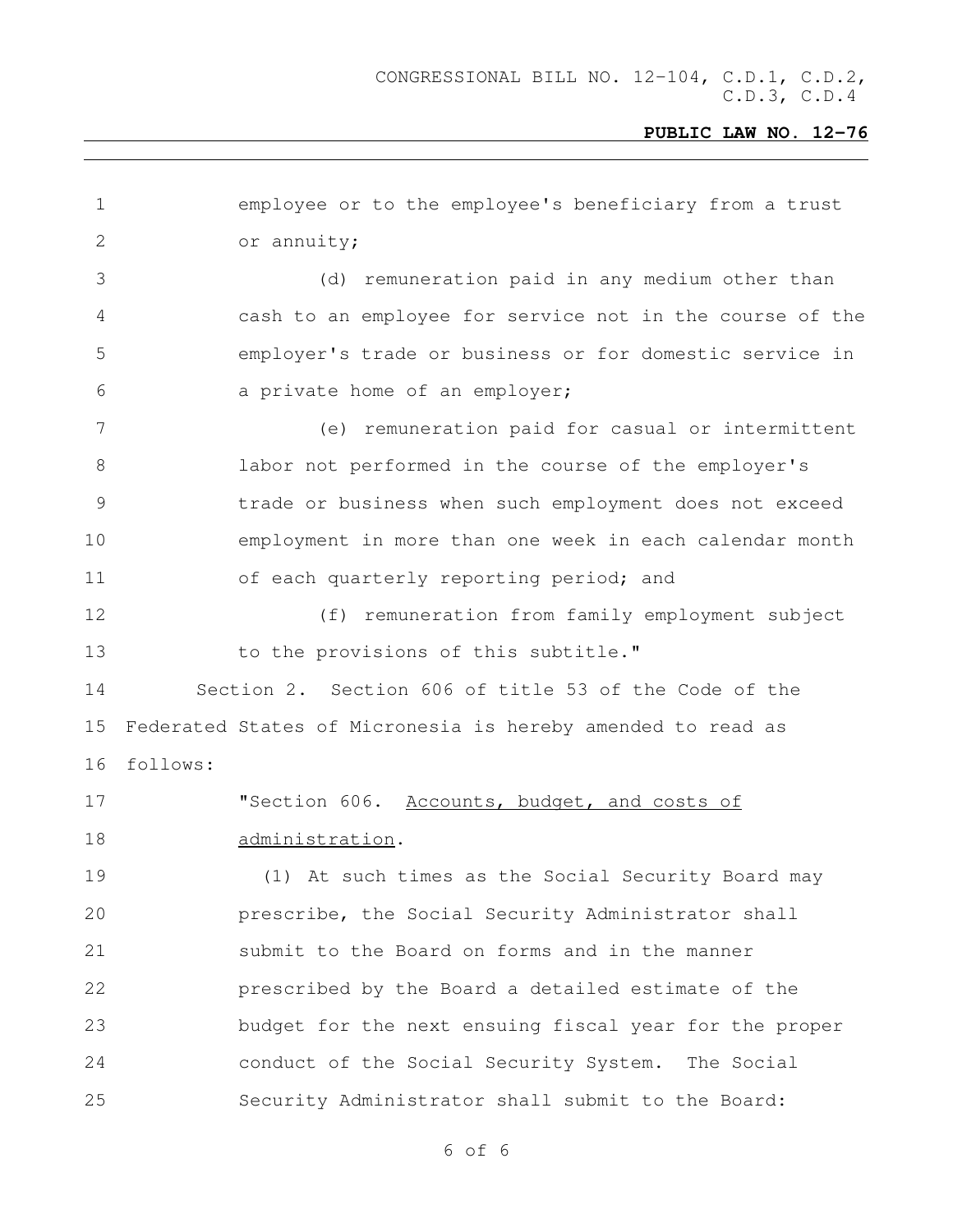employee or to the employee's beneficiary from a trust or annuity;

(d) remuneration paid in any medium other than cash to an employee for service not in the course of the employer's trade or business or for domestic service in a private home of an employer;

(e) remuneration paid for casual or intermittent labor not performed in the course of the employer's trade or business when such employment does not exceed employment in more than one week in each calendar month of each quarterly reporting period; and

(f) remuneration from family employment subject to the provisions of this subtitle."

Section 2. Section 606 of title 53 of the Code of the Federated States of Micronesia is hereby amended to read as follows:

"Section 606. Accounts, budget, and costs of administration.

(1) At such times as the Social Security Board may prescribe, the Social Security Administrator shall submit to the Board on forms and in the manner prescribed by the Board a detailed estimate of the budget for the next ensuing fiscal year for the proper conduct of the Social Security System. The Social Security Administrator shall submit to the Board: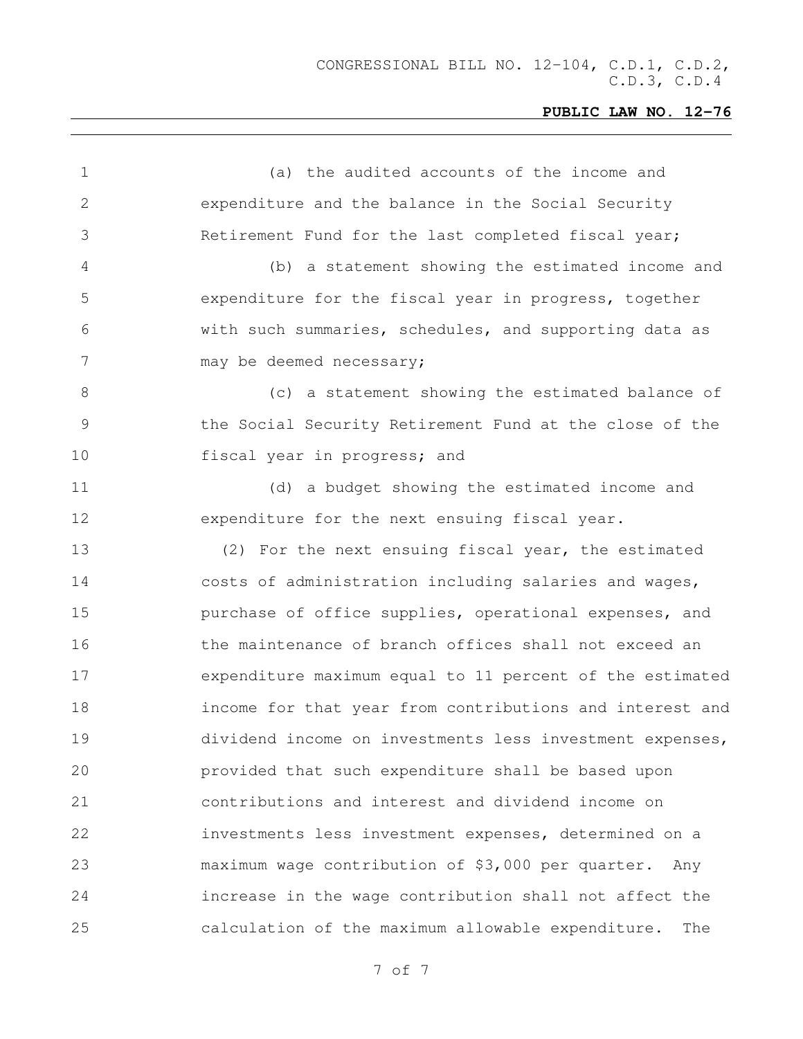(a) the audited accounts of the income and expenditure and the balance in the Social Security Retirement Fund for the last completed fiscal year;

(b) a statement showing the estimated income and expenditure for the fiscal year in progress, together with such summaries, schedules, and supporting data as may be deemed necessary;

(c) a statement showing the estimated balance of the Social Security Retirement Fund at the close of the fiscal year in progress; and

(d) a budget showing the estimated income and expenditure for the next ensuing fiscal year.

(2) For the next ensuing fiscal year, the estimated costs of administration including salaries and wages, purchase of office supplies, operational expenses, and the maintenance of branch offices shall not exceed an expenditure maximum equal to 11 percent of the estimated income for that year from contributions and interest and dividend income on investments less investment expenses, provided that such expenditure shall be based upon contributions and interest and dividend income on investments less investment expenses, determined on a maximum wage contribution of $3,000 per quarter. Any increase in the wage contribution shall not affect the calculation of the maximum allowable expenditure. The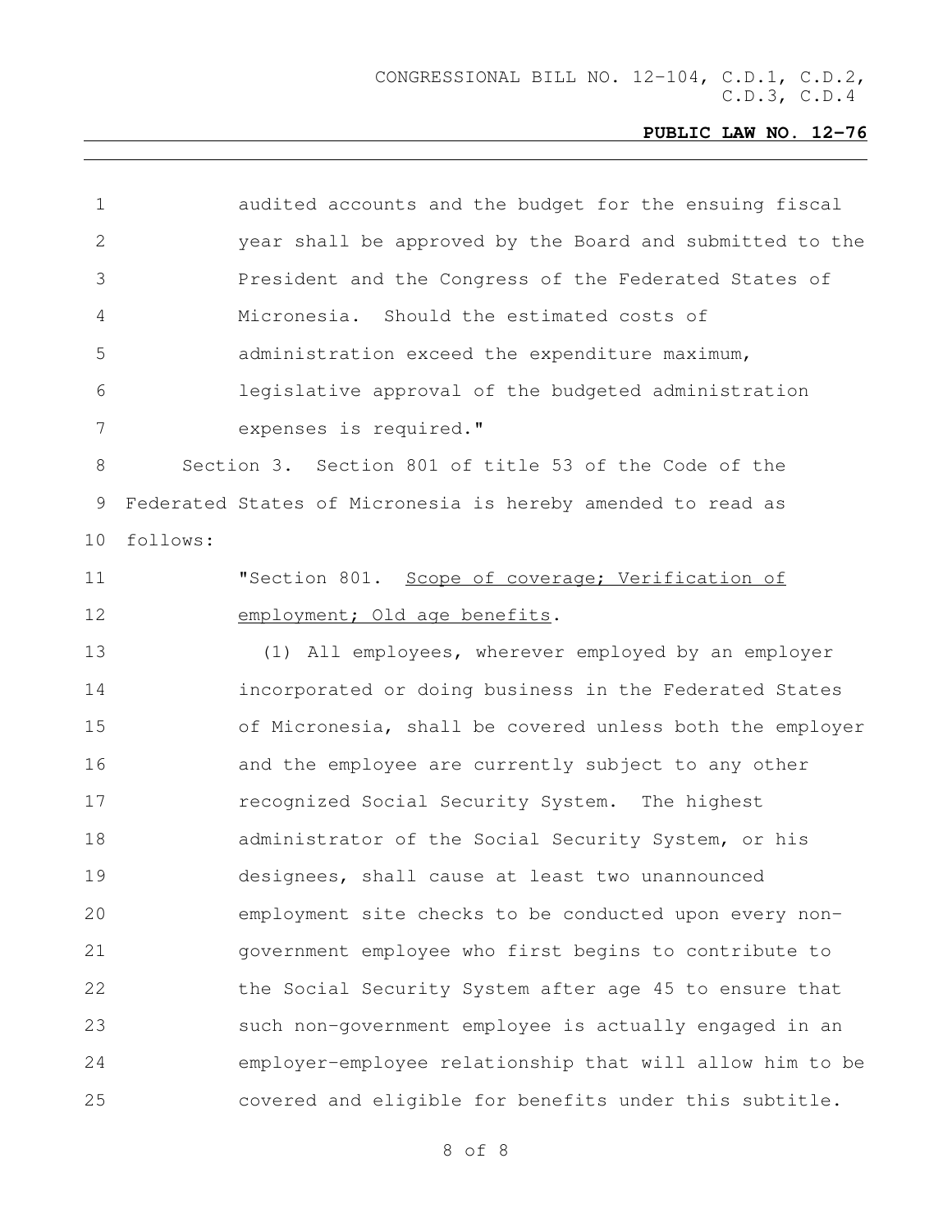audited accounts and the budget for the ensuing fiscal year shall be approved by the Board and submitted to the President and the Congress of the Federated States of Micronesia. Should the estimated costs of administration exceed the expenditure maximum, legislative approval of the budgeted administration expenses is required."

Section 3. Section 801 of title 53 of the Code of the Federated States of Micronesia is hereby amended to read as follows:

"Section 801. Scope of coverage; Verification of employment; Old age benefits.

(1) All employees, wherever employed by an employer incorporated or doing business in the Federated States of Micronesia, shall be covered unless both the employer and the employee are currently subject to any other recognized Social Security System. The highest administrator of the Social Security System, or his designees, shall cause at least two unannounced employment site checks to be conducted upon every non-government employee who first begins to contribute to the Social Security System after age 45 to ensure that such non-government employee is actually engaged in an employer-employee relationship that will allow him to be covered and eligible for benefits under this subtitle.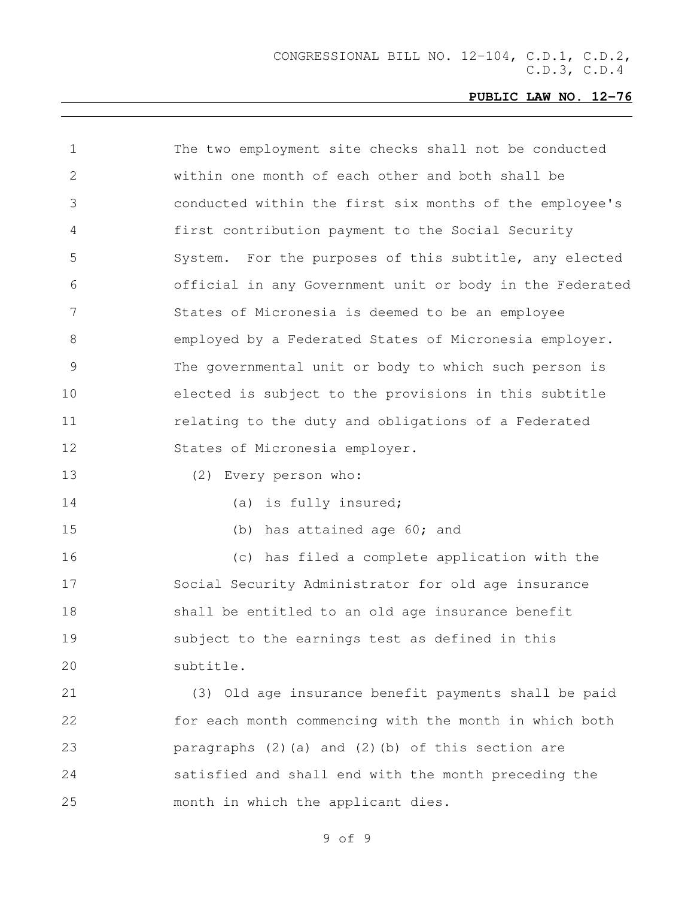The two employment site checks shall not be conducted within one month of each other and both shall be conducted within the first six months of the employee's first contribution payment to the Social Security System. For the purposes of this subtitle, any elected official in any Government unit or body in the Federated States of Micronesia is deemed to be an employee employed by a Federated States of Micronesia employer. The governmental unit or body to which such person is elected is subject to the provisions in this subtitle relating to the duty and obligations of a Federated States of Micronesia employer.

(2) Every person who:

(a) is fully insured;

(b) has attained age 60; and

(c) has filed a complete application with the Social Security Administrator for old age insurance

shall be entitled to an old age insurance benefit subject to the earnings test as defined in this subtitle.

(3) Old age insurance benefit payments shall be paid for each month commencing with the month in which both paragraphs (2)(a) and (2)(b) of this section are satisfied and shall end with the month preceding the month in which the applicant dies.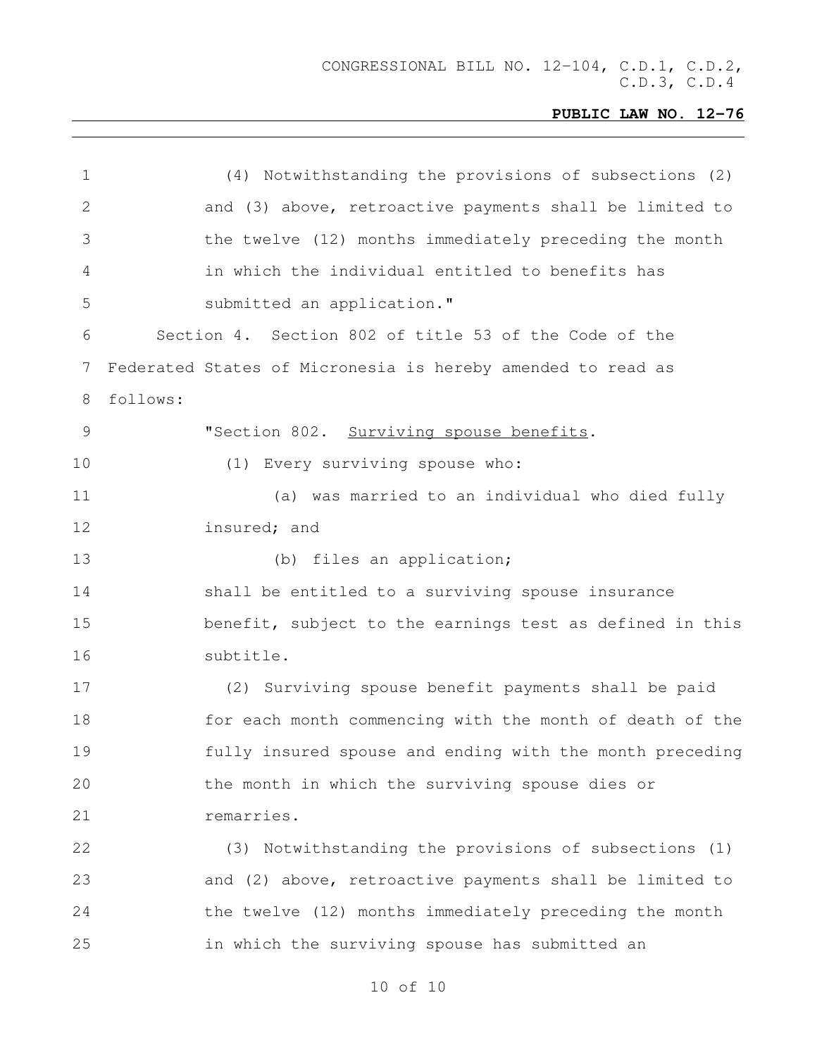(4) Notwithstanding the provisions of subsections (2) and (3) above, retroactive payments shall be limited to the twelve (12) months immediately preceding the month in which the individual entitled to benefits has submitted an application."

Section 4. Section 802 of title 53 of the Code of the Federated States of Micronesia is hereby amended to read as follows:

"Section 802. Surviving spouse benefits.

(1) Every surviving spouse who:

(a) was married to an individual who died fully insured; and

(b) files an application;

shall be entitled to a surviving spouse insurance benefit, subject to the earnings test as defined in this subtitle.

(2) Surviving spouse benefit payments shall be paid for each month commencing with the month of death of the fully insured spouse and ending with the month preceding the month in which the surviving spouse dies or remarries.

(3) Notwithstanding the provisions of subsections (1) and (2) above, retroactive payments shall be limited to the twelve (12) months immediately preceding the month in which the surviving spouse has submitted an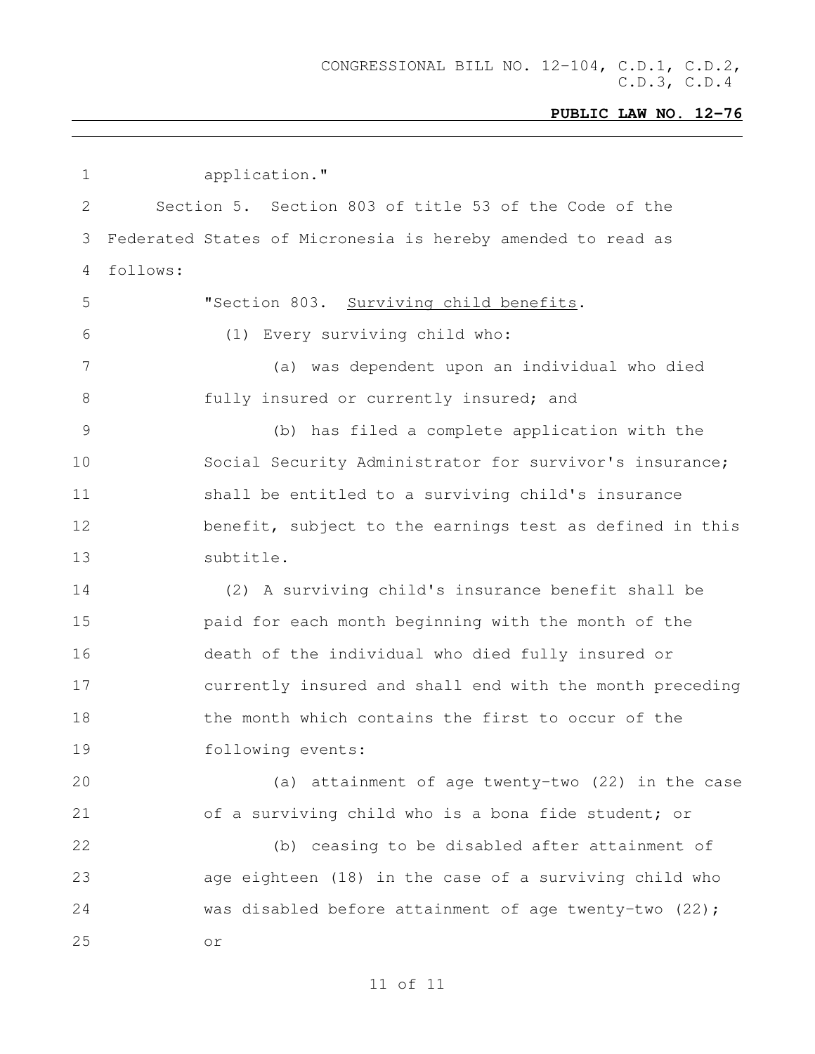application."

Section 5. Section 803 of title 53 of the Code of the Federated States of Micronesia is hereby amended to read as follows:

"Section 803. Surviving child benefits.

(1) Every surviving child who:

(a) was dependent upon an individual who died fully insured or currently insured; and

(b) has filed a complete application with the Social Security Administrator for survivor's insurance;

shall be entitled to a surviving child's insurance benefit, subject to the earnings test as defined in this subtitle.

(2) A surviving child's insurance benefit shall be paid for each month beginning with the month of the death of the individual who died fully insured or currently insured and shall end with the month preceding the month which contains the first to occur of the following events:

(a) attainment of age twenty-two (22) in the case of a surviving child who is a bona fide student; or

(b) ceasing to be disabled after attainment of age eighteen (18) in the case of a surviving child who was disabled before attainment of age twenty-two (22); or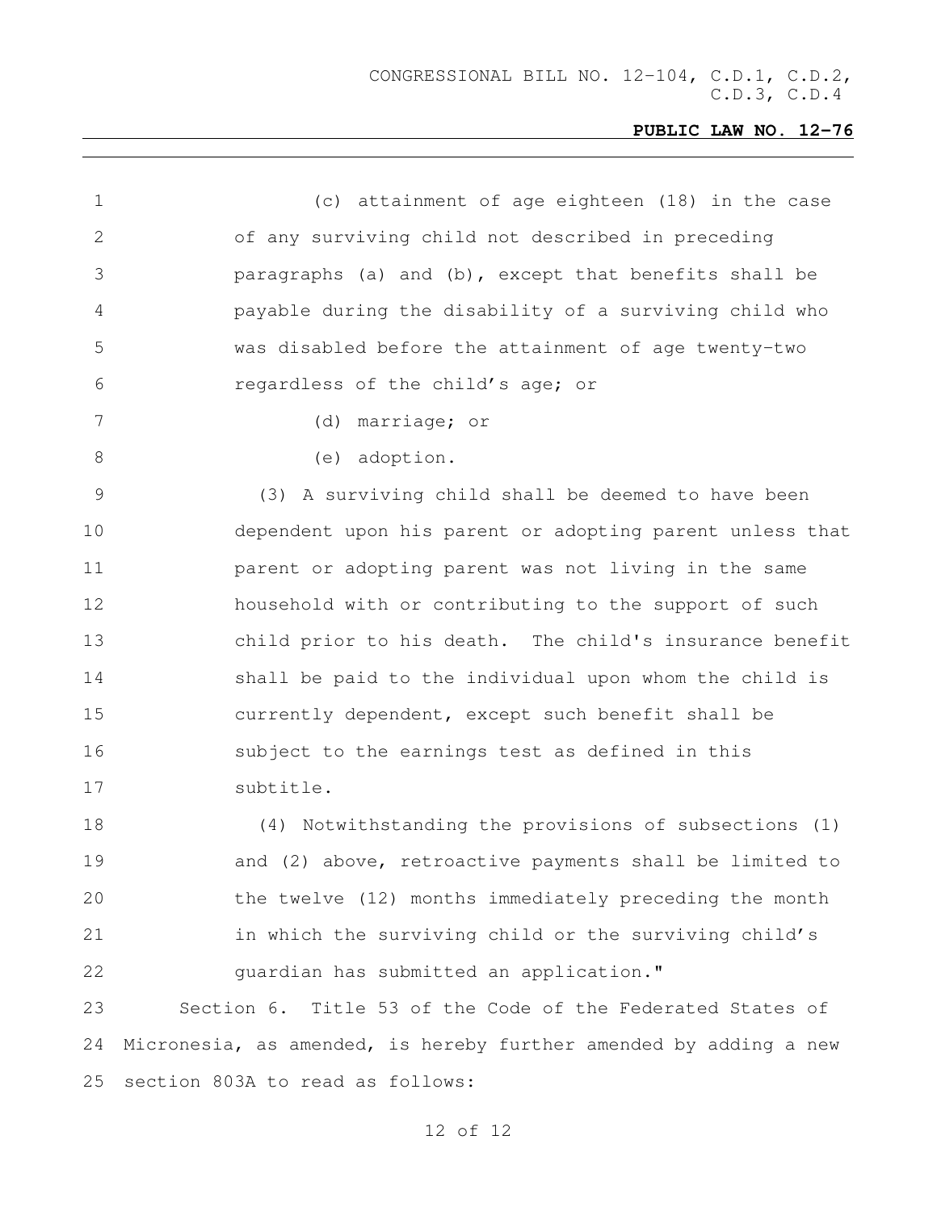(c) attainment of age eighteen (18) in the case of any surviving child not described in preceding paragraphs (a) and (b), except that benefits shall be payable during the disability of a surviving child who was disabled before the attainment of age twenty-two regardless of the child's age; or

(d) marriage; or

(e) adoption.

(3) A surviving child shall be deemed to have been dependent upon his parent or adopting parent unless that parent or adopting parent was not living in the same household with or contributing to the support of such child prior to his death. The child's insurance benefit shall be paid to the individual upon whom the child is currently dependent, except such benefit shall be subject to the earnings test as defined in this subtitle.

(4) Notwithstanding the provisions of subsections (1) and (2) above, retroactive payments shall be limited to the twelve (12) months immediately preceding the month in which the surviving child or the surviving child's guardian has submitted an application."

Section 6. Title 53 of the Code of the Federated States of Micronesia, as amended, is hereby further amended by adding a new section 803A to read as follows: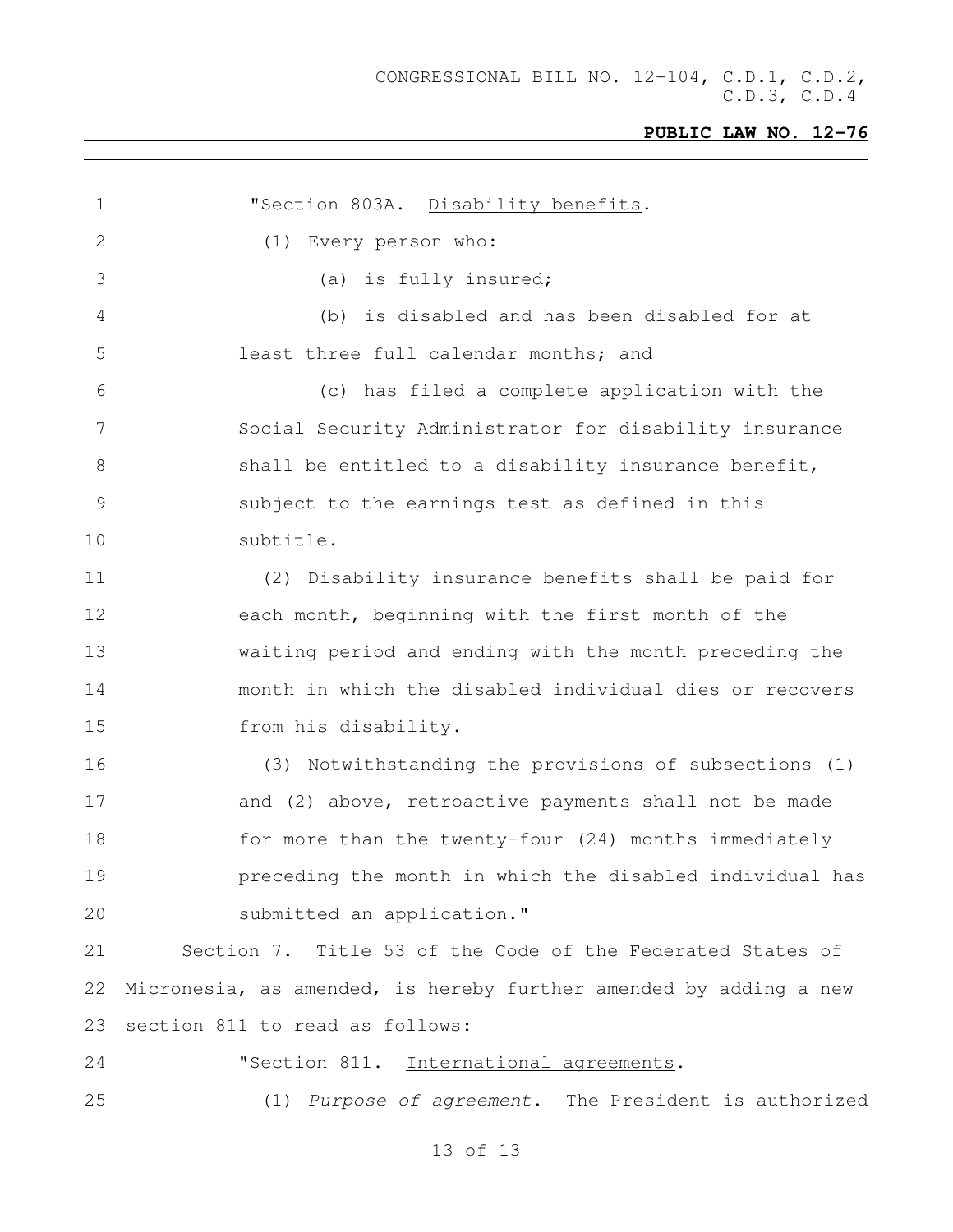"Section 803A. Disability benefits.

(1) Every person who:

(a) is fully insured;

(b) is disabled and has been disabled for at least three full calendar months; and

(c) has filed a complete application with the Social Security Administrator for disability insurance shall be entitled to a disability insurance benefit, subject to the earnings test as defined in this subtitle.

(2) Disability insurance benefits shall be paid for each month, beginning with the first month of the waiting period and ending with the month preceding the month in which the disabled individual dies or recovers from his disability.

(3) Notwithstanding the provisions of subsections (1) and (2) above, retroactive payments shall not be made for more than the twenty-four (24) months immediately preceding the month in which the disabled individual has submitted an application."

Section 7. Title 53 of the Code of the Federated States of Micronesia, as amended, is hereby further amended by adding a new section 811 to read as follows:

"Section 811. International agreements.

(1) *Purpose of agreement.* The President is authorized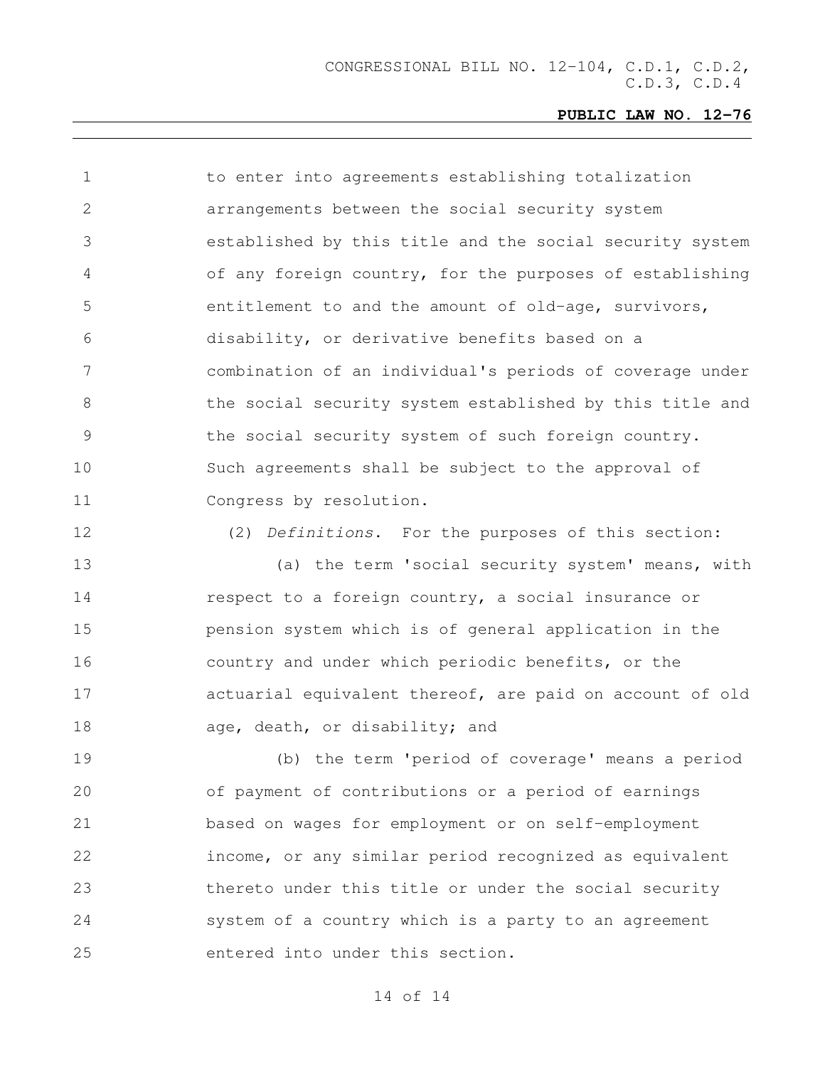to enter into agreements establishing totalization arrangements between the social security system established by this title and the social security system of any foreign country, for the purposes of establishing entitlement to and the amount of old-age, survivors, disability, or derivative benefits based on a combination of an individual's periods of coverage under the social security system established by this title and the social security system of such foreign country. Such agreements shall be subject to the approval of Congress by resolution.

(2) *Definitions*. For the purposes of this section:

(a) the term 'social security system' means, with respect to a foreign country, a social insurance or pension system which is of general application in the country and under which periodic benefits, or the actuarial equivalent thereof, are paid on account of old age, death, or disability; and

(b) the term 'period of coverage' means a period of payment of contributions or a period of earnings based on wages for employment or on self-employment income, or any similar period recognized as equivalent thereto under this title or under the social security system of a country which is a party to an agreement entered into under this section.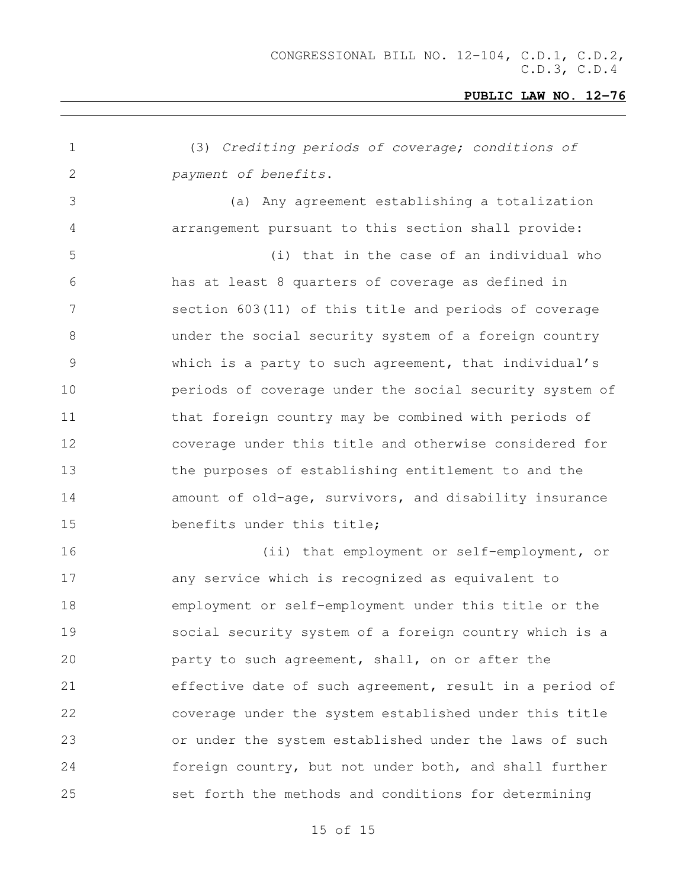(3) *Crediting periods of coverage; conditions of payment of benefits*.

(a) Any agreement establishing a totalization arrangement pursuant to this section shall provide:

(i) that in the case of an individual who has at least 8 quarters of coverage as defined in section 603(11) of this title and periods of coverage under the social security system of a foreign country which is a party to such agreement, that individual's periods of coverage under the social security system of that foreign country may be combined with periods of coverage under this title and otherwise considered for the purposes of establishing entitlement to and the amount of old-age, survivors, and disability insurance benefits under this title;

(ii) that employment or self-employment, or any service which is recognized as equivalent to employment or self-employment under this title or the social security system of a foreign country which is a party to such agreement, shall, on or after the effective date of such agreement, result in a period of coverage under the system established under this title or under the system established under the laws of such foreign country, but not under both, and shall further set forth the methods and conditions for determining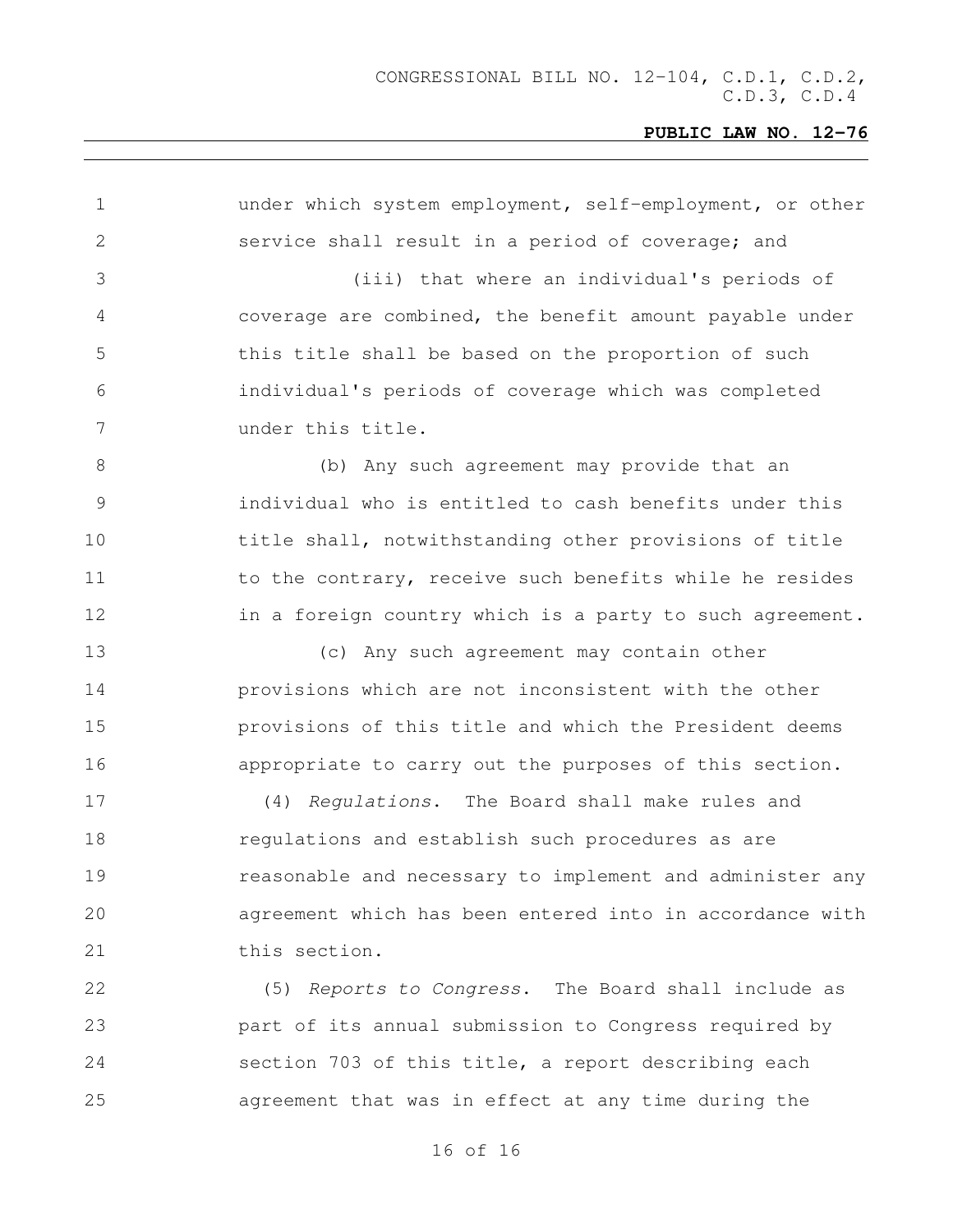under which system employment, self-employment, or other service shall result in a period of coverage; and

(iii) that where an individual's periods of coverage are combined, the benefit amount payable under this title shall be based on the proportion of such individual's periods of coverage which was completed under this title.

(b) Any such agreement may provide that an individual who is entitled to cash benefits under this title shall, notwithstanding other provisions of title to the contrary, receive such benefits while he resides in a foreign country which is a party to such agreement.

(c) Any such agreement may contain other provisions which are not inconsistent with the other provisions of this title and which the President deems appropriate to carry out the purposes of this section.

(4) *Regulations*. The Board shall make rules and regulations and establish such procedures as are reasonable and necessary to implement and administer any agreement which has been entered into in accordance with this section.

(5) *Reports to Congress*. The Board shall include as part of its annual submission to Congress required by section 703 of this title, a report describing each agreement that was in effect at any time during the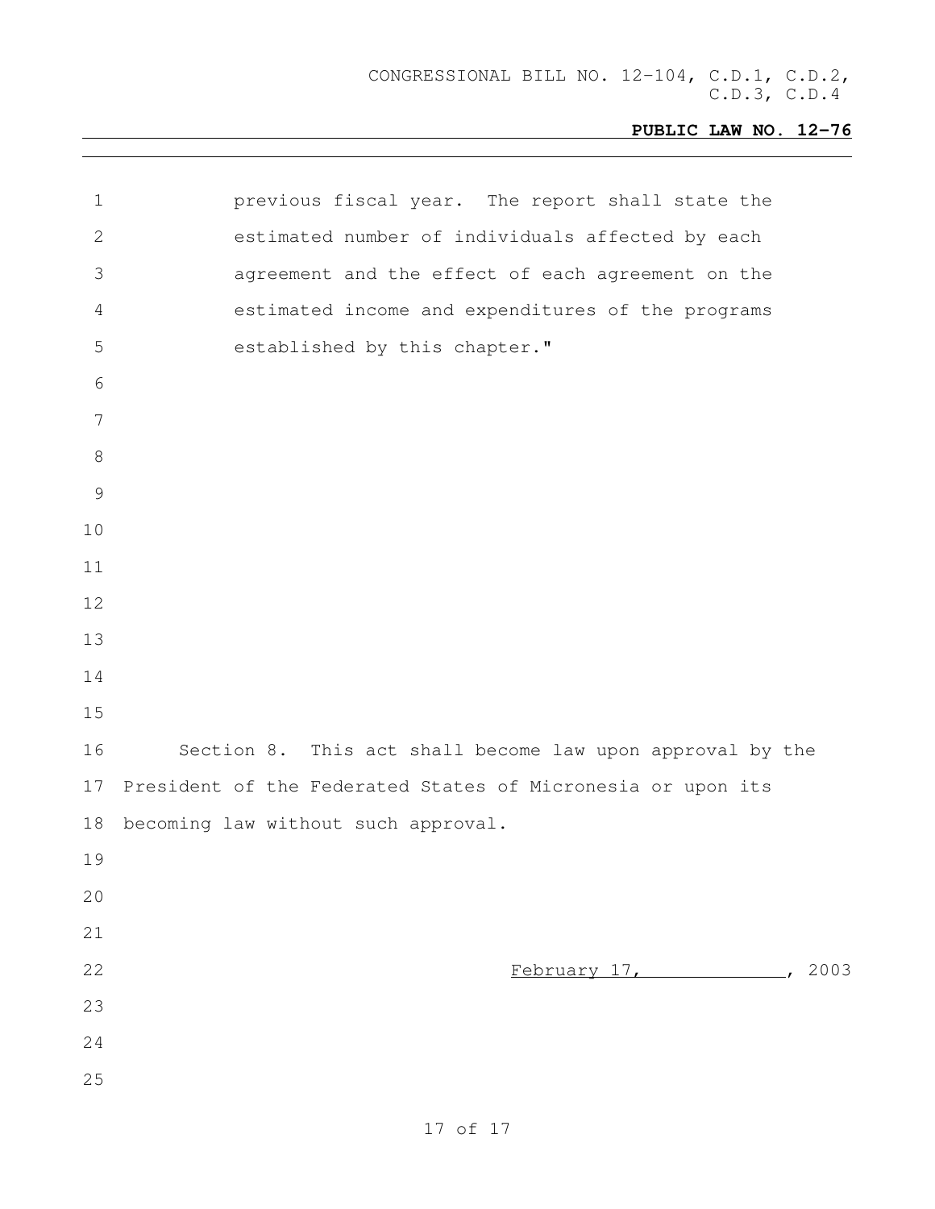previous fiscal year. The report shall state the estimated number of individuals affected by each agreement and the effect of each agreement on the estimated income and expenditures of the programs established by this chapter."

Section 8. This act shall become law upon approval by the President of the Federated States of Micronesia or upon its becoming law without such approval.

February 17, \_\_\_\_\_\_\_\_\_\_\_\_, 2003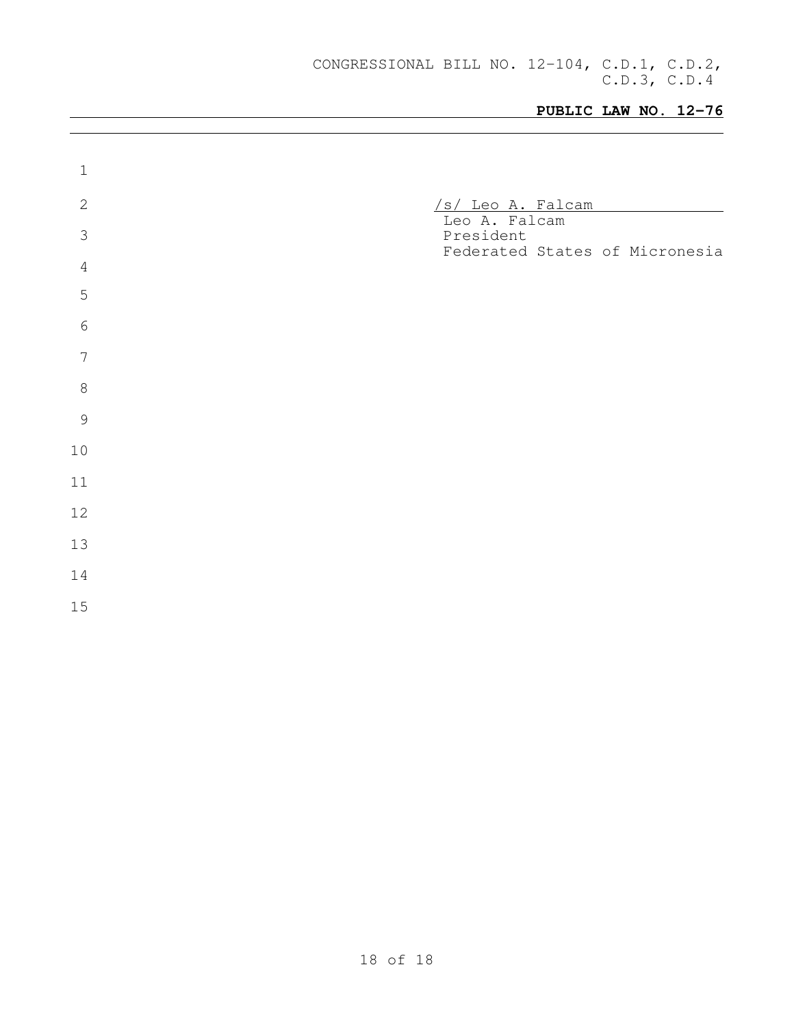/s/ Leo A. Falcam

Leo A. Falcam
President
Federated States of Micronesia